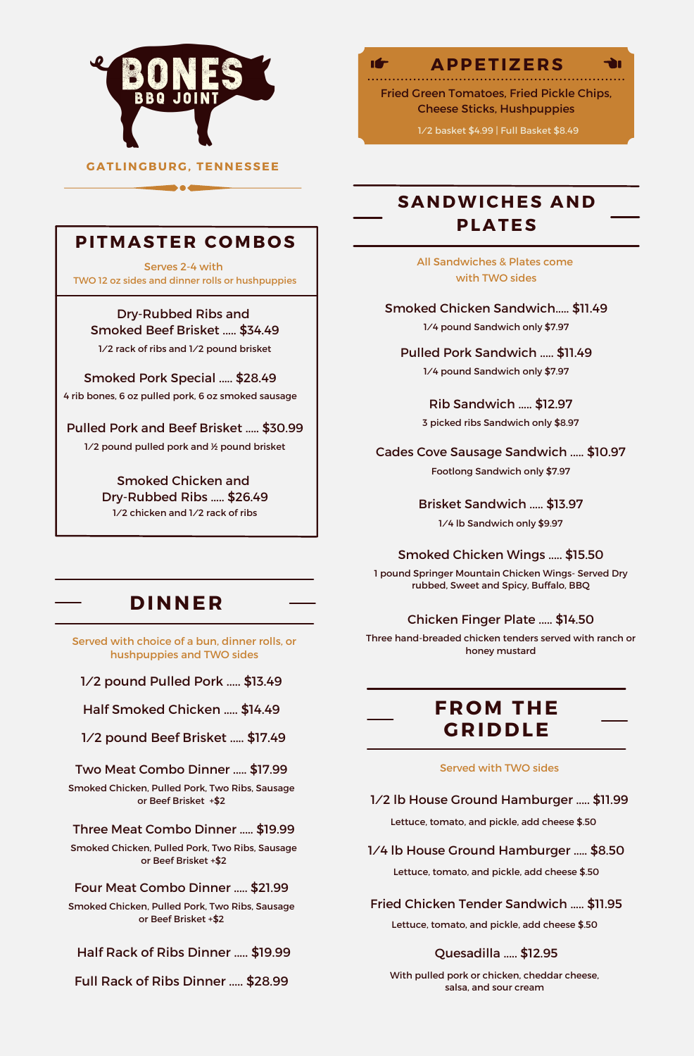# BONES BBQ JOINT

GATLINGBURG, TENNESSEE

## PITMASTER COMBOS

Serves 2-4 with TWO 12 oz sides and dinner rolls or hushpuppies

**Dry-Rubbed Ribs and Smoked Beef Brisket ..... $34.49**
1/2 rack of ribs and 1/2 pound brisket

**Smoked Pork Special ..... $28.49**
4 rib bones, 6 oz pulled pork, 6 oz smoked sausage

**Pulled Pork and Beef Brisket ..... $30.99**
1/2 pound pulled pork and ½ pound brisket

**Smoked Chicken and Dry-Rubbed Ribs ..... $26.49**
1/2 chicken and 1/2 rack of ribs

## DINNER

Served with choice of a bun, dinner rolls, or hushpuppies and TWO sides

**1/2 pound Pulled Pork ..... $13.49**

**Half Smoked Chicken ..... $14.49**

**1/2 pound Beef Brisket ..... $17.49**

**Two Meat Combo Dinner ..... $17.99**
Smoked Chicken, Pulled Pork, Two Ribs, Sausage or Beef Brisket +$2

**Three Meat Combo Dinner ..... $19.99**
Smoked Chicken, Pulled Pork, Two Ribs, Sausage or Beef Brisket +$2

**Four Meat Combo Dinner ..... $21.99**
Smoked Chicken, Pulled Pork, Two Ribs, Sausage or Beef Brisket +$2

**Half Rack of Ribs Dinner ..... $19.99**

**Full Rack of Ribs Dinner ..... $28.99**

## APPETIZERS

Fried Green Tomatoes, Fried Pickle Chips, Cheese Sticks, Hushpuppies

1/2 basket $4.99 | Full Basket $8.49

## SANDWICHES AND PLATES

All Sandwiches & Plates come with TWO sides

**Smoked Chicken Sandwich..... $11.49**
1/4 pound Sandwich only $7.97

**Pulled Pork Sandwich ..... $11.49**
1/4 pound Sandwich only $7.97

**Rib Sandwich ..... $12.97**
3 picked ribs Sandwich only $8.97

**Cades Cove Sausage Sandwich ..... $10.97**
Footlong Sandwich only $7.97

**Brisket Sandwich ..... $13.97**
1/4 lb Sandwich only $9.97

**Smoked Chicken Wings ..... $15.50**
1 pound Springer Mountain Chicken Wings- Served Dry rubbed, Sweet and Spicy, Buffalo, BBQ

**Chicken Finger Plate ..... $14.50**
Three hand-breaded chicken tenders served with ranch or honey mustard

## FROM THE GRIDDLE

Served with TWO sides

**1/2 lb House Ground Hamburger ..... $11.99**
Lettuce, tomato, and pickle, add cheese $.50

**1/4 lb House Ground Hamburger ..... $8.50**
Lettuce, tomato, and pickle, add cheese $.50

**Fried Chicken Tender Sandwich ..... $11.95**
Lettuce, tomato, and pickle, add cheese $.50

**Quesadilla ..... $12.95**
With pulled pork or chicken, cheddar cheese, salsa, and sour cream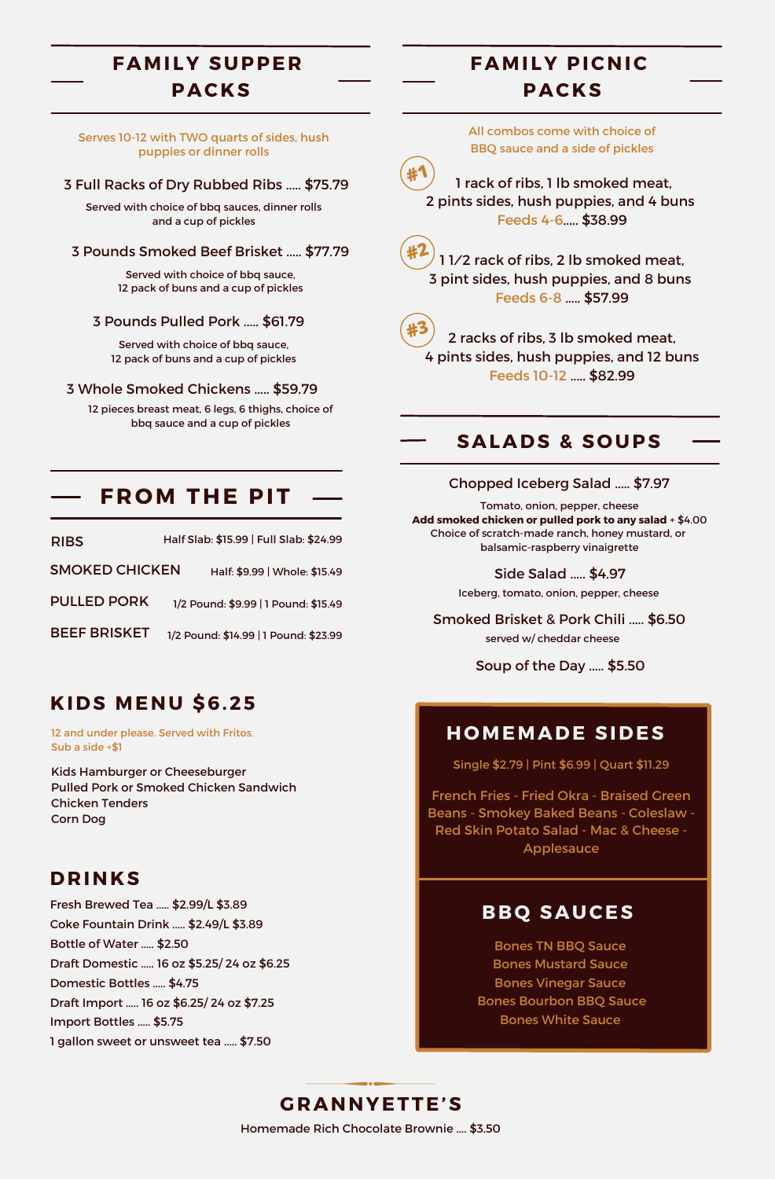## FAMILY SUPPER PACKS

Serves 10-12 with TWO quarts of sides, hush puppies or dinner rolls

**3 Full Racks of Dry Rubbed Ribs ..... $75.79**
Served with choice of bbq sauces, dinner rolls and a cup of pickles

**3 Pounds Smoked Beef Brisket ..... $77.79**
Served with choice of bbq sauce, 12 pack of buns and a cup of pickles

**3 Pounds Pulled Pork ..... $61.79**
Served with choice of bbq sauce, 12 pack of buns and a cup of pickles

**3 Whole Smoked Chickens ..... $59.79**
12 pieces breast meat, 6 legs, 6 thighs, choice of bbq sauce and a cup of pickles

## FROM THE PIT

| | |
|---|---|
| RIBS | Half Slab: $15.99 \| Full Slab: $24.99 |
| SMOKED CHICKEN | Half: $9.99 \| Whole: $15.49 |
| PULLED PORK | 1/2 Pound: $9.99 \| 1 Pound: $15.49 |
| BEEF BRISKET | 1/2 Pound: $14.99 \| 1 Pound: $23.99 |

## KIDS MENU $6.25

12 and under please. Served with Fritos.
Sub a side +$1

Kids Hamburger or Cheeseburger
Pulled Pork or Smoked Chicken Sandwich
Chicken Tenders
Corn Dog

## DRINKS

Fresh Brewed Tea ..... $2.99/L $3.89
Coke Fountain Drink ..... $2.49/L $3.89
Bottle of Water ..... $2.50
Draft Domestic ..... 16 oz $5.25/ 24 oz $6.25
Domestic Bottles ..... $4.75
Draft Import ..... 16 oz $6.25/ 24 oz $7.25
Import Bottles ..... $5.75
1 gallon sweet or unsweet tea ..... $7.50

## FAMILY PICNIC PACKS

All combos come with choice of BBQ sauce and a side of pickles

**#1** 1 rack of ribs, 1 lb smoked meat, 2 pints sides, hush puppies, and 4 buns
Feeds 4-6..... $38.99

**#2** 1 1/2 rack of ribs, 2 lb smoked meat, 3 pint sides, hush puppies, and 8 buns
Feeds 6-8 ..... $57.99

**#3** 2 racks of ribs, 3 lb smoked meat, 4 pints sides, hush puppies, and 12 buns
Feeds 10-12 ..... $82.99

## SALADS & SOUPS

**Chopped Iceberg Salad ..... $7.97**
Tomato, onion, pepper, cheese
**Add smoked chicken or pulled pork to any salad** + $4.00
Choice of scratch-made ranch, honey mustard, or balsamic-raspberry vinaigrette

**Side Salad ..... $4.97**
Iceberg, tomato, onion, pepper, cheese

**Smoked Brisket & Pork Chili ..... $6.50**
served w/ cheddar cheese

**Soup of the Day ..... $5.50**

## HOMEMADE SIDES

Single $2.79 | Pint $6.99 | Quart $11.29

French Fries - Fried Okra - Braised Green Beans - Smokey Baked Beans - Coleslaw - Red Skin Potato Salad - Mac & Cheese - Applesauce

## BBQ SAUCES

Bones TN BBQ Sauce
Bones Mustard Sauce
Bones Vinegar Sauce
Bones Bourbon BBQ Sauce
Bones White Sauce

## GRANNYETTE'S

Homemade Rich Chocolate Brownie .... $3.50